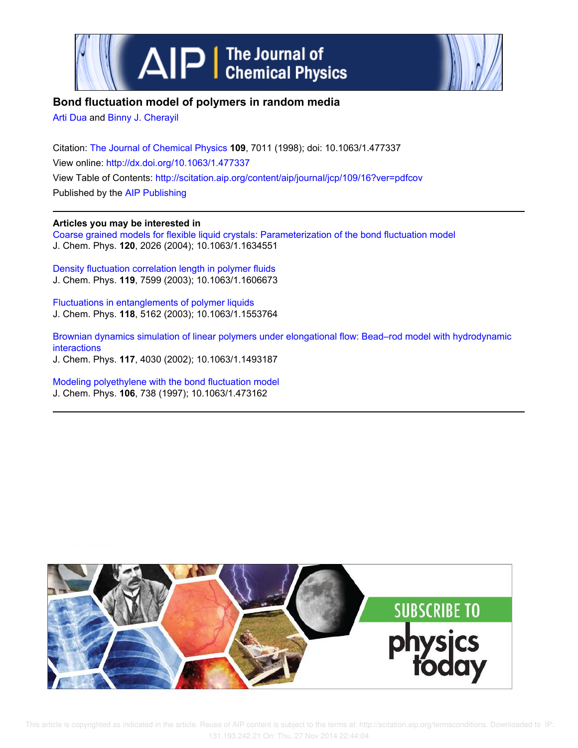# Bond fluctuation model of polymers in random media

Arti Dua and Binny J. Cherayil

Citation: The Journal of Chemical Physics **109**, 7011 (1998); doi: 10.1063/1.477337

View online: http://dx.doi.org/10.1063/1.477337

View Table of Contents: http://scitation.aip.org/content/aip/journal/jcp/109/16?ver=pdfcov

Published by the AIP Publishing

---

**Articles you may be interested in**

Coarse grained models for flexible liquid crystals: Parameterization of the bond fluctuation model
J. Chem. Phys. **120**, 2026 (2004); 10.1063/1.1634551

Density fluctuation correlation length in polymer fluids
J. Chem. Phys. **119**, 7599 (2003); 10.1063/1.1606673

Fluctuations in entanglements of polymer liquids
J. Chem. Phys. **118**, 5162 (2003); 10.1063/1.1553764

Brownian dynamics simulation of linear polymers under elongational flow: Bead–rod model with hydrodynamic interactions
J. Chem. Phys. **117**, 4030 (2002); 10.1063/1.1493187

Modeling polyethylene with the bond fluctuation model
J. Chem. Phys. **106**, 738 (1997); 10.1063/1.473162

---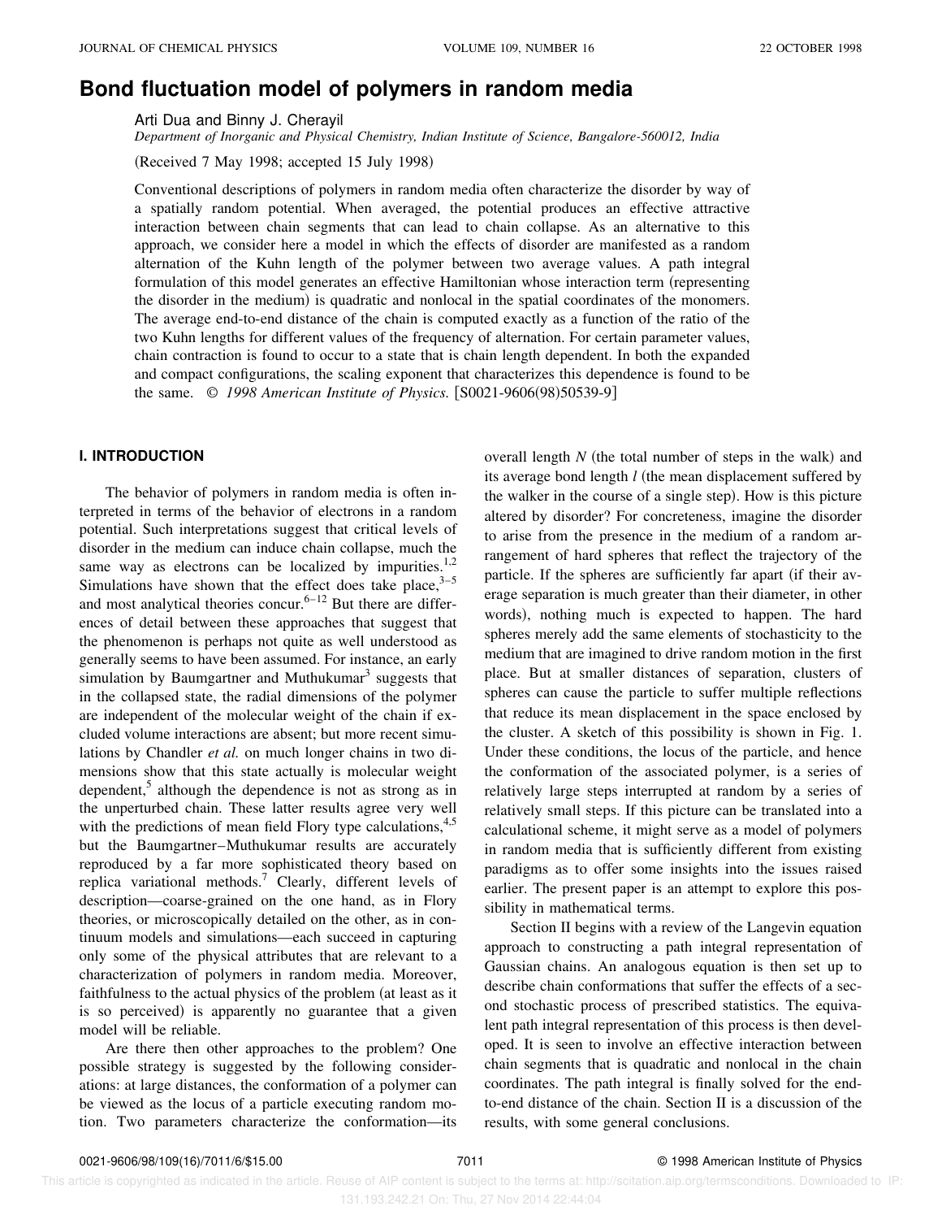# Bond fluctuation model of polymers in random media

Arti Dua and Binny J. Cherayil

*Department of Inorganic and Physical Chemistry, Indian Institute of Science, Bangalore-560012, India*

(Received 7 May 1998; accepted 15 July 1998)

Conventional descriptions of polymers in random media often characterize the disorder by way of a spatially random potential. When averaged, the potential produces an effective attractive interaction between chain segments that can lead to chain collapse. As an alternative to this approach, we consider here a model in which the effects of disorder are manifested as a random alternation of the Kuhn length of the polymer between two average values. A path integral formulation of this model generates an effective Hamiltonian whose interaction term (representing the disorder in the medium) is quadratic and nonlocal in the spatial coordinates of the monomers. The average end-to-end distance of the chain is computed exactly as a function of the ratio of the two Kuhn lengths for different values of the frequency of alternation. For certain parameter values, chain contraction is found to occur to a state that is chain length dependent. In both the expanded and compact configurations, the scaling exponent that characterizes this dependence is found to be the same. © *1998 American Institute of Physics.* [S0021-9606(98)50539-9]

## I. INTRODUCTION

The behavior of polymers in random media is often interpreted in terms of the behavior of electrons in a random potential. Such interpretations suggest that critical levels of disorder in the medium can induce chain collapse, much the same way as electrons can be localized by impurities.[1,2] Simulations have shown that the effect does take place,[3–5] and most analytical theories concur.[6–12] But there are differences of detail between these approaches that suggest that the phenomenon is perhaps not quite as well understood as generally seems to have been assumed. For instance, an early simulation by Baumgartner and Muthukumar[3] suggests that in the collapsed state, the radial dimensions of the polymer are independent of the molecular weight of the chain if excluded volume interactions are absent; but more recent simulations by Chandler *et al.* on much longer chains in two dimensions show that this state actually is molecular weight dependent,[5] although the dependence is not as strong as in the unperturbed chain. These latter results agree very well with the predictions of mean field Flory type calculations,[4,5] but the Baumgartner–Muthukumar results are accurately reproduced by a far more sophisticated theory based on replica variational methods.[7] Clearly, different levels of description—coarse-grained on the one hand, as in Flory theories, or microscopically detailed on the other, as in continuum models and simulations—each succeed in capturing only some of the physical attributes that are relevant to a characterization of polymers in random media. Moreover, faithfulness to the actual physics of the problem (at least as it is so perceived) is apparently no guarantee that a given model will be reliable.

Are there then other approaches to the problem? One possible strategy is suggested by the following considerations: at large distances, the conformation of a polymer can be viewed as the locus of a particle executing random motion. Two parameters characterize the conformation—its overall length $N$ (the total number of steps in the walk) and its average bond length $l$ (the mean displacement suffered by the walker in the course of a single step). How is this picture altered by disorder? For concreteness, imagine the disorder to arise from the presence in the medium of a random arrangement of hard spheres that reflect the trajectory of the particle. If the spheres are sufficiently far apart (if their average separation is much greater than their diameter, in other words), nothing much is expected to happen. The hard spheres merely add the same elements of stochasticity to the medium that are imagined to drive random motion in the first place. But at smaller distances of separation, clusters of spheres can cause the particle to suffer multiple reflections that reduce its mean displacement in the space enclosed by the cluster. A sketch of this possibility is shown in Fig. 1. Under these conditions, the locus of the particle, and hence the conformation of the associated polymer, is a series of relatively large steps interrupted at random by a series of relatively small steps. If this picture can be translated into a calculational scheme, it might serve as a model of polymers in random media that is sufficiently different from existing paradigms as to offer some insights into the issues raised earlier. The present paper is an attempt to explore this possibility in mathematical terms.

Section II begins with a review of the Langevin equation approach to constructing a path integral representation of Gaussian chains. An analogous equation is then set up to describe chain conformations that suffer the effects of a second stochastic process of prescribed statistics. The equivalent path integral representation of this process is then developed. It is seen to involve an effective interaction between chain segments that is quadratic and nonlocal in the chain coordinates. The path integral is finally solved for the end-to-end distance of the chain. Section II is a discussion of the results, with some general conclusions.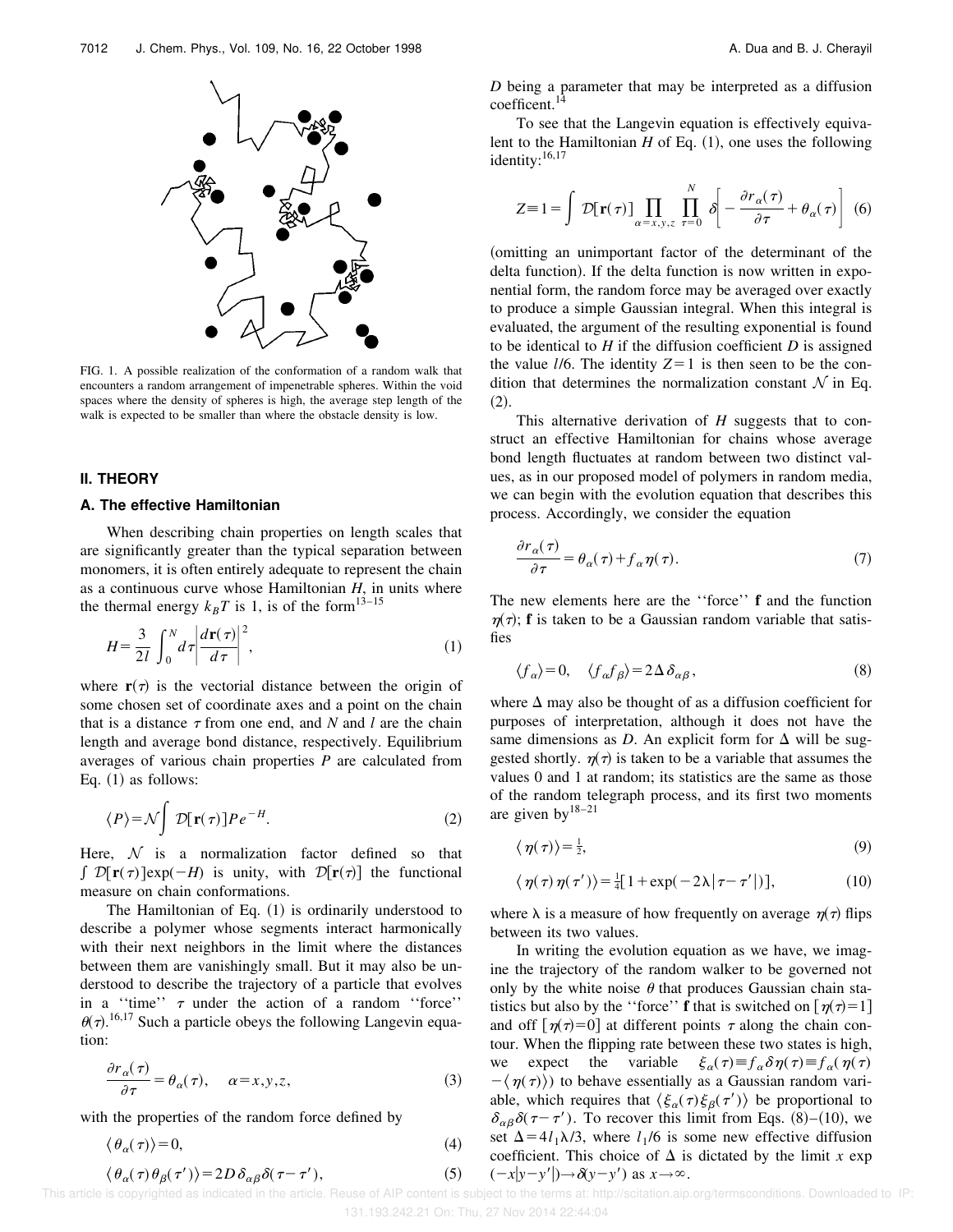FIG. 1. A possible realization of the conformation of a random walk that encounters a random arrangement of impenetrable spheres. Within the void spaces where the density of spheres is high, the average step length of the walk is expected to be smaller than where the obstacle density is low.

## II. THEORY

### A. The effective Hamiltonian

When describing chain properties on length scales that are significantly greater than the typical separation between monomers, it is often entirely adequate to represent the chain as a continuous curve whose Hamiltonian $H$, in units where the thermal energy $k_BT$ is 1, is of the form[13–15]

$$H = \frac{3}{2l}\int_0^N d\tau \left| \frac{d\mathbf{r}(\tau)}{d\tau} \right|^2, \tag{1}$$

where $\mathbf{r}(\tau)$ is the vectorial distance between the origin of some chosen set of coordinate axes and a point on the chain that is a distance $\tau$ from one end, and $N$ and $l$ are the chain length and average bond distance, respectively. Equilibrium averages of various chain properties $P$ are calculated from Eq. (1) as follows:

$$\langle P \rangle = \mathcal{N} \int \mathcal{D}[\mathbf{r}(\tau)] P e^{-H}. \tag{2}$$

Here, $\mathcal{N}$ is a normalization factor defined so that $\int \mathcal{D}[\mathbf{r}(\tau)]\exp(-H)$ is unity, with $\mathcal{D}[\mathbf{r}(\tau)]$ the functional measure on chain conformations.

The Hamiltonian of Eq. (1) is ordinarily understood to describe a polymer whose segments interact harmonically with their next neighbors in the limit where the distances between them are vanishingly small. But it may also be understood to describe the trajectory of a particle that evolves in a "time" $\tau$ under the action of a random "force" $\theta(\tau)$.[16,17] Such a particle obeys the following Langevin equation:

$$\frac{\partial r_\alpha(\tau)}{\partial \tau} = \theta_\alpha(\tau), \quad \alpha = x,y,z, \tag{3}$$

with the properties of the random force defined by

$$\langle \theta_\alpha(\tau) \rangle = 0, \tag{4}$$

$$\langle \theta_\alpha(\tau)\theta_\beta(\tau') \rangle = 2D\,\delta_{\alpha\beta}\,\delta(\tau - \tau'), \tag{5}$$

$D$ being a parameter that may be interpreted as a diffusion coefficent.[14]

To see that the Langevin equation is effectively equivalent to the Hamiltonian $H$ of Eq. (1), one uses the following identity:[16,17]

$$Z \equiv 1 = \int \mathcal{D}[\mathbf{r}(\tau)] \prod_{\alpha = x,y,z} \prod_{\tau=0}^{N} \delta\left[ -\frac{\partial r_\alpha(\tau)}{\partial \tau} + \theta_\alpha(\tau) \right] \tag{6}$$

(omitting an unimportant factor of the determinant of the delta function). If the delta function is now written in exponential form, the random force may be averaged over exactly to produce a simple Gaussian integral. When this integral is evaluated, the argument of the resulting exponential is found to be identical to $H$ if the diffusion coefficient $D$ is assigned the value $l/6$. The identity $Z = 1$ is then seen to be the condition that determines the normalization constant $\mathcal{N}$ in Eq. (2).

This alternative derivation of $H$ suggests that to construct an effective Hamiltonian for chains whose average bond length fluctuates at random between two distinct values, as in our proposed model of polymers in random media, we can begin with the evolution equation that describes this process. Accordingly, we consider the equation

$$\frac{\partial r_\alpha(\tau)}{\partial \tau} = \theta_\alpha(\tau) + f_\alpha \eta(\tau). \tag{7}$$

The new elements here are the "force" $\mathbf{f}$ and the function $\eta(\tau)$; $\mathbf{f}$ is taken to be a Gaussian random variable that satisfies

$$\langle f_\alpha \rangle = 0, \quad \langle f_\alpha f_\beta \rangle = 2\Delta\,\delta_{\alpha\beta}, \tag{8}$$

where $\Delta$ may also be thought of as a diffusion coefficient for purposes of interpretation, although it does not have the same dimensions as $D$. An explicit form for $\Delta$ will be suggested shortly. $\eta(\tau)$ is taken to be a variable that assumes the values 0 and 1 at random; its statistics are the same as those of the random telegraph process, and its first two moments are given by[18–21]

$$\langle \eta(\tau) \rangle = \tfrac{1}{2}, \tag{9}$$

$$\langle \eta(\tau)\eta(\tau') \rangle = \tfrac{1}{4}[1 + \exp(-2\lambda|\tau - \tau'|)], \tag{10}$$

where $\lambda$ is a measure of how frequently on average $\eta(\tau)$ flips between its two values.

In writing the evolution equation as we have, we imagine the trajectory of the random walker to be governed not only by the white noise $\theta$ that produces Gaussian chain statistics but also by the "force" $\mathbf{f}$ that is switched on $[\eta(\tau)=1]$ and off $[\eta(\tau)=0]$ at different points $\tau$ along the chain contour. When the flipping rate between these two states is high, we expect the variable $\xi_\alpha(\tau) \equiv f_\alpha \delta\eta(\tau) \equiv f_\alpha(\eta(\tau) - \langle \eta(\tau) \rangle)$ to behave essentially as a Gaussian random variable, which requires that $\langle \xi_\alpha(\tau)\xi_\beta(\tau') \rangle$ be proportional to $\delta_{\alpha\beta}\delta(\tau - \tau')$. To recover this limit from Eqs. (8)–(10), we set $\Delta = 4l_1\lambda/3$, where $l_1/6$ is some new effective diffusion coefficient. This choice of $\Delta$ is dictated by the limit $x \exp(-x|y - y'|) \to \delta(y - y')$ as $x \to \infty$.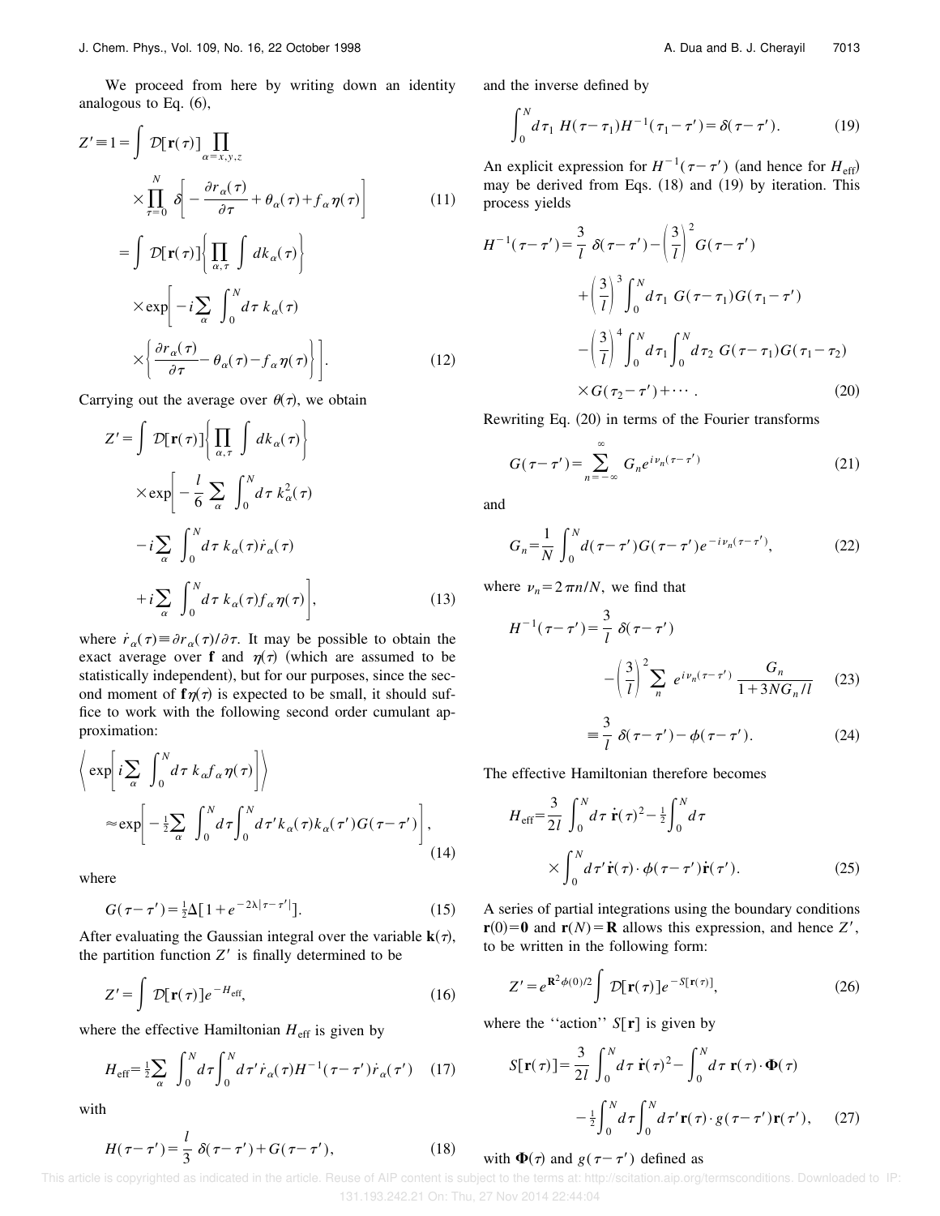We proceed from here by writing down an identity analogous to Eq. (6),

$$Z' \equiv 1 = \int \mathcal{D}[\mathbf{r}(\tau)] \prod_{\alpha=x,y,z} \prod_{\tau=0}^{N} \delta\left[ -\frac{\partial r_\alpha(\tau)}{\partial \tau} + \theta_\alpha(\tau) + f_\alpha \eta(\tau) \right] \tag{11}$$

$$= \int \mathcal{D}[\mathbf{r}(\tau)] \left\{ \prod_{\alpha,\tau} \int dk_\alpha(\tau) \right\} \times \exp\left[ -i \sum_\alpha \int_0^N d\tau\, k_\alpha(\tau) \times \left\{ \frac{\partial r_\alpha(\tau)}{\partial \tau} - \theta_\alpha(\tau) - f_\alpha \eta(\tau) \right\} \right]. \tag{12}$$

Carrying out the average over $\theta(\tau)$, we obtain

$$Z' = \int \mathcal{D}[\mathbf{r}(\tau)] \left\{ \prod_{\alpha,\tau} \int dk_\alpha(\tau) \right\} \times \exp\left[ -\frac{l}{6} \sum_\alpha \int_0^N d\tau\, k_\alpha^2(\tau) - i \sum_\alpha \int_0^N d\tau\, k_\alpha(\tau) \dot{r}_\alpha(\tau) + i \sum_\alpha \int_0^N d\tau\, k_\alpha(\tau) f_\alpha \eta(\tau) \right], \tag{13}$$

where $\dot{r}_\alpha(\tau) \equiv \partial r_\alpha(\tau)/\partial \tau$. It may be possible to obtain the exact average over $\mathbf{f}$ and $\eta(\tau)$ (which are assumed to be statistically independent), but for our purposes, since the second moment of $\mathbf{f}\eta(\tau)$ is expected to be small, it should suffice to work with the following second order cumulant approximation:

$$\left\langle \exp\left[ i \sum_\alpha \int_0^N d\tau\, k_\alpha f_\alpha \eta(\tau) \right] \right\rangle \approx \exp\left[ -\tfrac{1}{2} \sum_\alpha \int_0^N d\tau \int_0^N d\tau'\, k_\alpha(\tau) k_\alpha(\tau') G(\tau-\tau') \right], \tag{14}$$

where

$$G(\tau-\tau') = \tfrac{1}{2}\Delta[1 + e^{-2\lambda|\tau-\tau'|}]. \tag{15}$$

After evaluating the Gaussian integral over the variable $\mathbf{k}(\tau)$, the partition function $Z'$ is finally determined to be

$$Z' = \int \mathcal{D}[\mathbf{r}(\tau)] e^{-H_{\text{eff}}}, \tag{16}$$

where the effective Hamiltonian $H_{\text{eff}}$ is given by

$$H_{\text{eff}} = \tfrac{1}{2} \sum_\alpha \int_0^N d\tau \int_0^N d\tau'\, \dot{r}_\alpha(\tau) H^{-1}(\tau-\tau') \dot{r}_\alpha(\tau') \tag{17}$$

with

$$H(\tau-\tau') = \frac{l}{3} \delta(\tau-\tau') + G(\tau-\tau'), \tag{18}$$

and the inverse defined by

$$\int_0^N d\tau_1\, H(\tau-\tau_1) H^{-1}(\tau_1-\tau') = \delta(\tau-\tau'). \tag{19}$$

An explicit expression for $H^{-1}(\tau-\tau')$ (and hence for $H_{\text{eff}}$) may be derived from Eqs. (18) and (19) by iteration. This process yields

$$H^{-1}(\tau-\tau') = \frac{3}{l} \delta(\tau-\tau') - \left(\frac{3}{l}\right)^2 G(\tau-\tau') + \left(\frac{3}{l}\right)^3 \int_0^N d\tau_1\, G(\tau-\tau_1) G(\tau_1-\tau') - \left(\frac{3}{l}\right)^4 \int_0^N d\tau_1 \int_0^N d\tau_2\, G(\tau-\tau_1) G(\tau_1-\tau_2) \times G(\tau_2-\tau') + \cdots. \tag{20}$$

Rewriting Eq. (20) in terms of the Fourier transforms

$$G(\tau-\tau') = \sum_{n=-\infty}^{\infty} G_n e^{i\nu_n(\tau-\tau')} \tag{21}$$

and

$$G_n = \frac{1}{N} \int_0^N d(\tau-\tau') G(\tau-\tau') e^{-i\nu_n(\tau-\tau')}, \tag{22}$$

where $\nu_n = 2\pi n/N$, we find that

$$H^{-1}(\tau-\tau') = \frac{3}{l} \delta(\tau-\tau') - \left(\frac{3}{l}\right)^2 \sum_n e^{i\nu_n(\tau-\tau')} \frac{G_n}{1 + 3NG_n/l} \tag{23}$$

$$\equiv \frac{3}{l} \delta(\tau-\tau') - \phi(\tau-\tau'). \tag{24}$$

The effective Hamiltonian therefore becomes

$$H_{\text{eff}} = \frac{3}{2l} \int_0^N d\tau\, \dot{\mathbf{r}}(\tau)^2 - \tfrac{1}{2} \int_0^N d\tau \int_0^N d\tau'\, \dot{\mathbf{r}}(\tau) \cdot \phi(\tau-\tau') \dot{\mathbf{r}}(\tau'). \tag{25}$$

A series of partial integrations using the boundary conditions $\mathbf{r}(0) = \mathbf{0}$ and $\mathbf{r}(N) = \mathbf{R}$ allows this expression, and hence $Z'$, to be written in the following form:

$$Z' = e^{\mathbf{R}^2 \phi(0)/2} \int \mathcal{D}[\mathbf{r}(\tau)] e^{-S[\mathbf{r}(\tau)]}, \tag{26}$$

where the "action" $S[\mathbf{r}]$ is given by

$$S[\mathbf{r}(\tau)] = \frac{3}{2l} \int_0^N d\tau\, \dot{\mathbf{r}}(\tau)^2 - \int_0^N d\tau\, \mathbf{r}(\tau) \cdot \mathbf{\Phi}(\tau) - \tfrac{1}{2} \int_0^N d\tau \int_0^N d\tau'\, \mathbf{r}(\tau) \cdot g(\tau-\tau') \mathbf{r}(\tau'), \tag{27}$$

with $\mathbf{\Phi}(\tau)$ and $g(\tau-\tau')$ defined as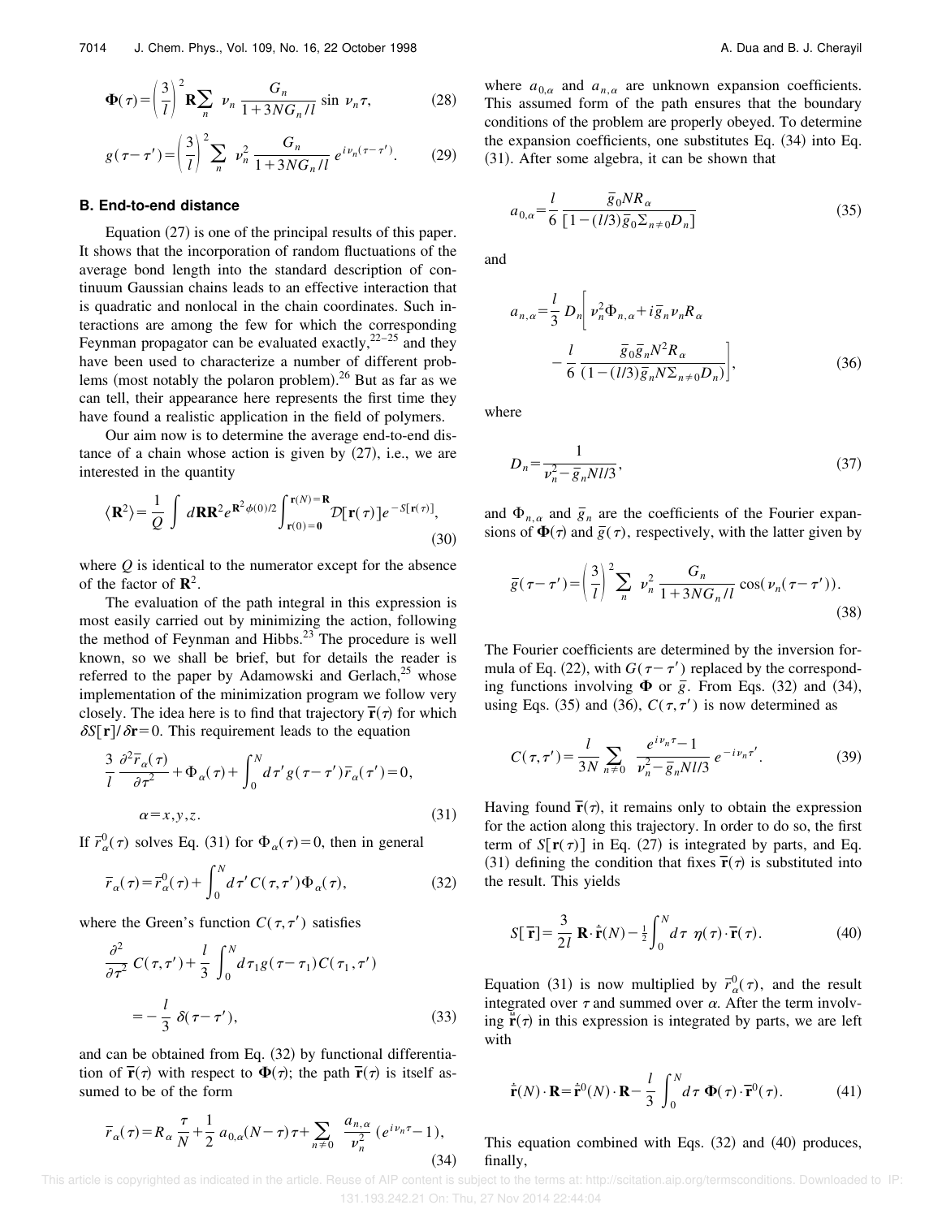$$\mathbf{\Phi}(\tau)=\left(\frac{3}{l}\right)^2\mathbf{R}\sum_n \nu_n \frac{G_n}{1+3NG_n/l}\sin \nu_n\tau, \tag{28}$$

$$g(\tau-\tau')=\left(\frac{3}{l}\right)^2\sum_n \nu_n^2 \frac{G_n}{1+3NG_n/l} e^{i\nu_n(\tau-\tau')}. \tag{29}$$

### B. End-to-end distance

Equation (27) is one of the principal results of this paper. It shows that the incorporation of random fluctuations of the average bond length into the standard description of continuum Gaussian chains leads to an effective interaction that is quadratic and nonlocal in the chain coordinates. Such interactions are among the few for which the corresponding Feynman propagator can be evaluated exactly,[22–25] and they have been used to characterize a number of different problems (most notably the polaron problem).[26] But as far as we can tell, their appearance here represents the first time they have found a realistic application in the field of polymers.

Our aim now is to determine the average end-to-end distance of a chain whose action is given by (27), i.e., we are interested in the quantity

$$\langle \mathbf{R}^2\rangle=\frac{1}{Q}\int d\mathbf{R}\mathbf{R}^2 e^{\mathbf{R}^2\phi(0)/2}\int_{\mathbf{r}(0)=\mathbf{0}}^{\mathbf{r}(N)=\mathbf{R}}\mathcal{D}[\mathbf{r}(\tau)]e^{-S[\mathbf{r}(\tau)]}, \tag{30}$$

where $Q$ is identical to the numerator except for the absence of the factor of $\mathbf{R}^2$.

The evaluation of the path integral in this expression is most easily carried out by minimizing the action, following the method of Feynman and Hibbs.[23] The procedure is well known, so we shall be brief, but for details the reader is referred to the paper by Adamowski and Gerlach,[25] whose implementation of the minimization program we follow very closely. The idea here is to find that trajectory $\bar{\mathbf{r}}(\tau)$ for which $\delta S[\mathbf{r}]/\delta\mathbf{r}=0$. This requirement leads to the equation

$$\frac{3}{l}\frac{\partial^2\bar{r}_\alpha(\tau)}{\partial\tau^2}+\Phi_\alpha(\tau)+\int_0^N d\tau' g(\tau-\tau')\bar{r}_\alpha(\tau')=0,$$
$$\alpha=x,y,z. \tag{31}$$

If $\bar{r}^0_\alpha(\tau)$ solves Eq. (31) for $\Phi_\alpha(\tau)=0$, then in general

$$\bar{r}_\alpha(\tau)=\bar{r}^0_\alpha(\tau)+\int_0^N d\tau' C(\tau,\tau')\Phi_\alpha(\tau), \tag{32}$$

where the Green's function $C(\tau,\tau')$ satisfies

$$\frac{\partial^2}{\partial\tau^2}C(\tau,\tau')+\frac{l}{3}\int_0^N d\tau_1 g(\tau-\tau_1)C(\tau_1,\tau')$$
$$=-\frac{l}{3}\delta(\tau-\tau'), \tag{33}$$

and can be obtained from Eq. (32) by functional differentiation of $\bar{\mathbf{r}}(\tau)$ with respect to $\mathbf{\Phi}(\tau)$; the path $\bar{\mathbf{r}}(\tau)$ is itself assumed to be of the form

$$\bar{r}_\alpha(\tau)=R_\alpha\frac{\tau}{N}+\frac{1}{2}a_{0,\alpha}(N-\tau)\tau+\sum_{n\neq 0}\frac{a_{n,\alpha}}{\nu_n^2}(e^{i\nu_n\tau}-1), \tag{34}$$

where $a_{0,\alpha}$ and $a_{n,\alpha}$ are unknown expansion coefficients. This assumed form of the path ensures that the boundary conditions of the problem are properly obeyed. To determine the expansion coefficients, one substitutes Eq. (34) into Eq. (31). After some algebra, it can be shown that

$$a_{0,\alpha}=\frac{l}{6}\frac{\bar{g}_0 N R_\alpha}{[1-(l/3)\bar{g}_0\Sigma_{n\neq 0}D_n]} \tag{35}$$

and

$$a_{n,\alpha}=\frac{l}{3}D_n\left[\nu_n^2\Phi_{n,\alpha}+i\bar{g}_n\nu_n R_\alpha -\frac{l}{6}\frac{\bar{g}_0\bar{g}_n N^2 R_\alpha}{(1-(l/3)\bar{g}_n N\Sigma_{n\neq 0}D_n)}\right], \tag{36}$$

where

$$D_n=\frac{1}{\nu_n^2-\bar{g}_n Nl/3}, \tag{37}$$

and $\Phi_{n,\alpha}$ and $\bar{g}_n$ are the coefficients of the Fourier expansions of $\mathbf{\Phi}(\tau)$ and $\bar{g}(\tau)$, respectively, with the latter given by

$$\bar{g}(\tau-\tau')=\left(\frac{3}{l}\right)^2\sum_n \nu_n^2\frac{G_n}{1+3NG_n/l}\cos(\nu_n(\tau-\tau')). \tag{38}$$

The Fourier coefficients are determined by the inversion formula of Eq. (22), with $G(\tau-\tau')$ replaced by the corresponding functions involving $\mathbf{\Phi}$ or $\bar{g}$. From Eqs. (32) and (34), using Eqs. (35) and (36), $C(\tau,\tau')$ is now determined as

$$C(\tau,\tau')=\frac{l}{3N}\sum_{n\neq 0}\frac{e^{i\nu_n\tau}-1}{\nu_n^2-\bar{g}_n Nl/3}e^{-i\nu_n\tau'}. \tag{39}$$

Having found $\bar{\mathbf{r}}(\tau)$, it remains only to obtain the expression for the action along this trajectory. In order to do so, the first term of $S[\mathbf{r}(\tau)]$ in Eq. (27) is integrated by parts, and Eq. (31) defining the condition that fixes $\bar{\mathbf{r}}(\tau)$ is substituted into the result. This yields

$$S[\bar{\mathbf{r}}]=\frac{3}{2l}\mathbf{R}\cdot\dot{\bar{\mathbf{r}}}(N)-\tfrac{1}{2}\int_0^N d\tau\ \eta(\tau)\cdot\bar{\mathbf{r}}(\tau). \tag{40}$$

Equation (31) is now multiplied by $\bar{r}^0_\alpha(\tau)$, and the result integrated over $\tau$ and summed over $\alpha$. After the term involving $\ddot{\bar{\mathbf{r}}}(\tau)$ in this expression is integrated by parts, we are left with

$$\dot{\bar{\mathbf{r}}}(N)\cdot\mathbf{R}=\dot{\bar{\mathbf{r}}}^0(N)\cdot\mathbf{R}-\frac{l}{3}\int_0^N d\tau\ \mathbf{\Phi}(\tau)\cdot\bar{\mathbf{r}}^0(\tau). \tag{41}$$

This equation combined with Eqs. (32) and (40) produces, finally,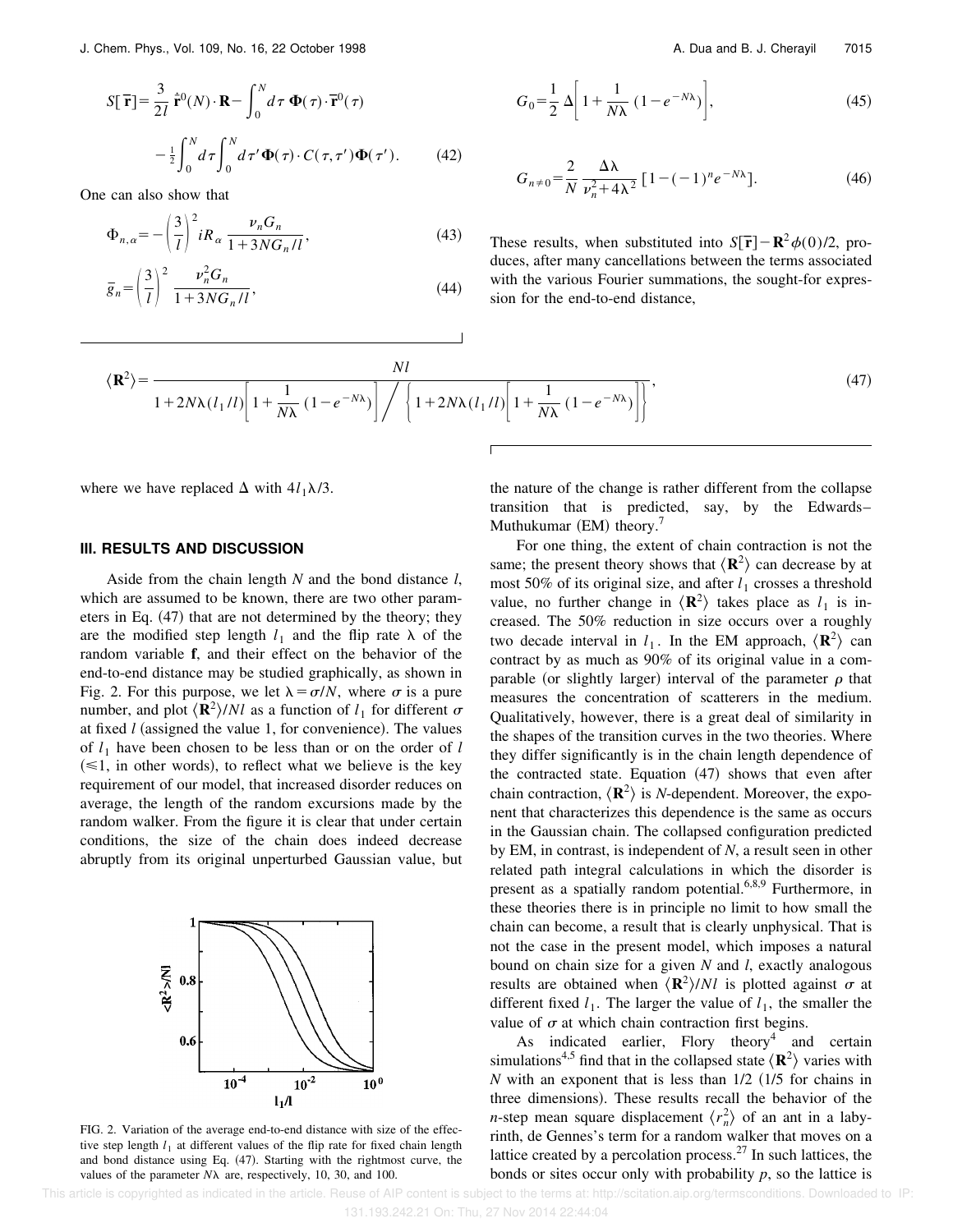$$S[\bar{\mathbf{r}}]=\frac{3}{2l}\,\dot{\bar{\mathbf{r}}}^{0}(N)\cdot\mathbf{R}-\int_0^N d\tau\,\mathbf{\Phi}(\tau)\cdot\bar{\mathbf{r}}^{0}(\tau)-\tfrac{1}{2}\int_0^N d\tau\int_0^N d\tau'\,\mathbf{\Phi}(\tau)\cdot C(\tau,\tau')\mathbf{\Phi}(\tau'). \tag{42}$$

One can also show that

$$\Phi_{n,\alpha}=-\left(\frac{3}{l}\right)^2 iR_\alpha\,\frac{\nu_n G_n}{1+3NG_n/l}, \tag{43}$$

$$\bar{g}_n=\left(\frac{3}{l}\right)^2\,\frac{\nu_n^2 G_n}{1+3NG_n/l}, \tag{44}$$

$$G_0=\frac{1}{2}\,\Delta\left[1+\frac{1}{N\lambda}\,(1-e^{-N\lambda})\right], \tag{45}$$

$$G_{n\neq 0}=\frac{2}{N}\,\frac{\Delta\lambda}{\nu_n^2+4\lambda^2}\,[1-(-1)^n e^{-N\lambda}]. \tag{46}$$

These results, when substituted into $S[\bar{\mathbf{r}}]-\mathbf{R}^2\phi(0)/2$, produces, after many cancellations between the terms associated with the various Fourier summations, the sought-for expression for the end-to-end distance,

$$\langle\mathbf{R}^2\rangle=\frac{Nl}{1+2N\lambda(l_1/l)\left[1+\frac{1}{N\lambda}\,(1-e^{-N\lambda})\right]\Bigg/\left\{1+2N\lambda(l_1/l)\left[1+\frac{1}{N\lambda}\,(1-e^{-N\lambda})\right]\right\}}, \tag{47}$$

where we have replaced $\Delta$ with $4l_1\lambda/3$.

## III. RESULTS AND DISCUSSION

Aside from the chain length $N$ and the bond distance $l$, which are assumed to be known, there are two other parameters in Eq. (47) that are not determined by the theory; they are the modified step length $l_1$ and the flip rate $\lambda$ of the random variable $\mathbf{f}$, and their effect on the behavior of the end-to-end distance may be studied graphically, as shown in Fig. 2. For this purpose, we let $\lambda=\sigma/N$, where $\sigma$ is a pure number, and plot $\langle\mathbf{R}^2\rangle/Nl$ as a function of $l_1$ for different $\sigma$ at fixed $l$ (assigned the value 1, for convenience). The values of $l_1$ have been chosen to be less than or on the order of $l$ ($\leqslant 1$, in other words), to reflect what we believe is the key requirement of our model, that increased disorder reduces on average, the length of the random excursions made by the random walker. From the figure it is clear that under certain conditions, the size of the chain does indeed decrease abruptly from its original unperturbed Gaussian value, but the nature of the change is rather different from the collapse transition that is predicted, say, by the Edwards–Muthukumar (EM) theory.[7]

FIG. 2. Variation of the average end-to-end distance with size of the effective step length $l_1$ at different values of the flip rate for fixed chain length and bond distance using Eq. (47). Starting with the rightmost curve, the values of the parameter $N\lambda$ are, respectively, 10, 30, and 100.

For one thing, the extent of chain contraction is not the same; the present theory shows that $\langle\mathbf{R}^2\rangle$ can decrease by at most 50% of its original size, and after $l_1$ crosses a threshold value, no further change in $\langle\mathbf{R}^2\rangle$ takes place as $l_1$ is increased. The 50% reduction in size occurs over a roughly two decade interval in $l_1$. In the EM approach, $\langle\mathbf{R}^2\rangle$ can contract by as much as 90% of its original value in a comparable (or slightly larger) interval of the parameter $\rho$ that measures the concentration of scatterers in the medium. Qualitatively, however, there is a great deal of similarity in the shapes of the transition curves in the two theories. Where they differ significantly is in the chain length dependence of the contracted state. Equation (47) shows that even after chain contraction, $\langle\mathbf{R}^2\rangle$ is $N$-dependent. Moreover, the exponent that characterizes this dependence is the same as occurs in the Gaussian chain. The collapsed configuration predicted by EM, in contrast, is independent of $N$, a result seen in other related path integral calculations in which the disorder is present as a spatially random potential.[6,8,9] Furthermore, in these theories there is in principle no limit to how small the chain can become, a result that is clearly unphysical. That is not the case in the present model, which imposes a natural bound on chain size for a given $N$ and $l$, exactly analogous results are obtained when $\langle\mathbf{R}^2\rangle/Nl$ is plotted against $\sigma$ at different fixed $l_1$. The larger the value of $l_1$, the smaller the value of $\sigma$ at which chain contraction first begins.

As indicated earlier, Flory theory[4] and certain simulations[4,5] find that in the collapsed state $\langle\mathbf{R}^2\rangle$ varies with $N$ with an exponent that is less than 1/2 (1/5 for chains in three dimensions). These results recall the behavior of the $n$-step mean square displacement $\langle r_n^2\rangle$ of an ant in a labyrinth, de Gennes's term for a random walker that moves on a lattice created by a percolation process.[27] In such lattices, the bonds or sites occur only with probability $p$, so the lattice is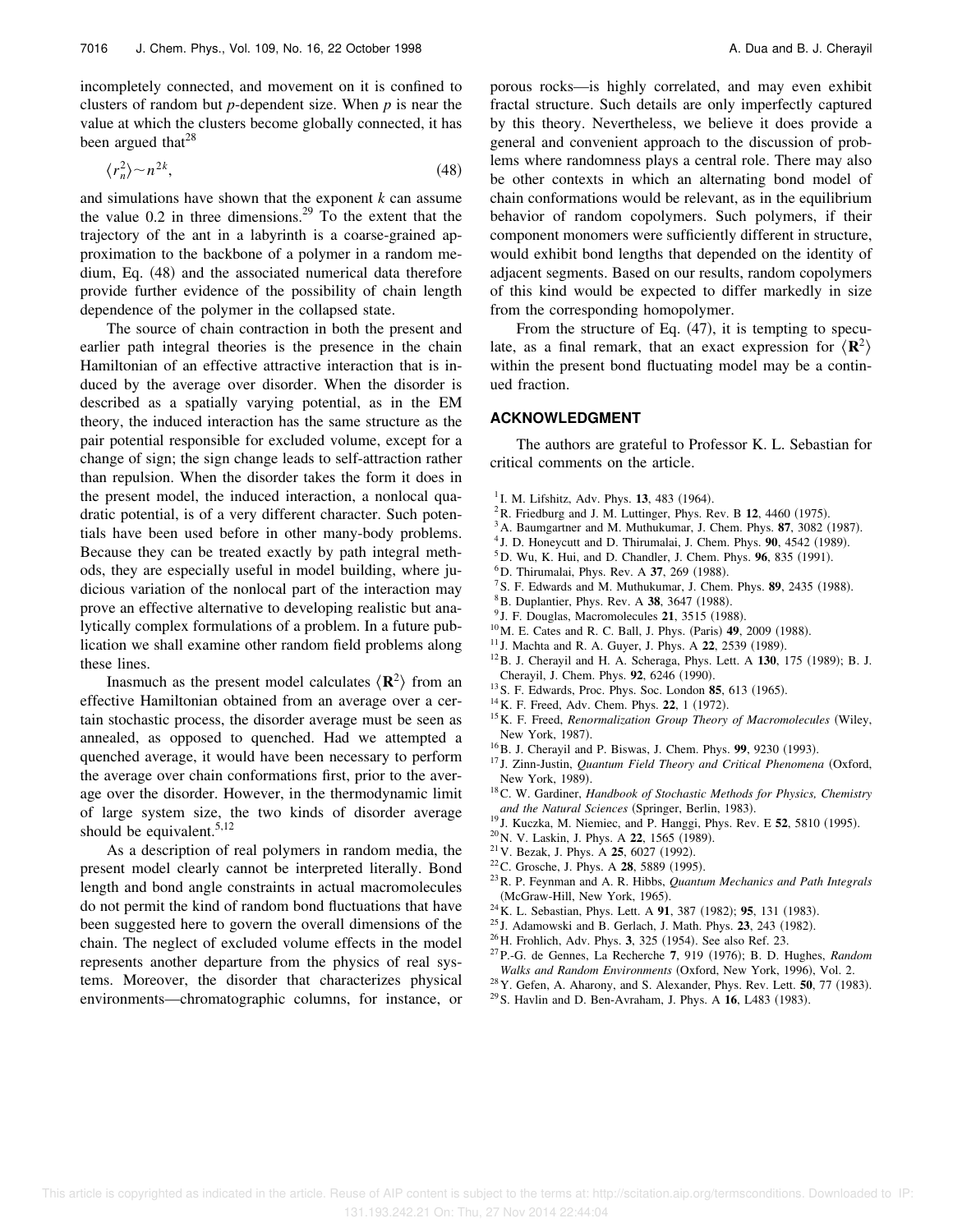incompletely connected, and movement on it is confined to clusters of random but $p$-dependent size. When $p$ is near the value at which the clusters become globally connected, it has been argued that[28]

$$\langle r_n^2 \rangle \sim n^{2k}, \tag{48}$$

and simulations have shown that the exponent $k$ can assume the value 0.2 in three dimensions.[29] To the extent that the trajectory of the ant in a labyrinth is a coarse-grained approximation to the backbone of a polymer in a random medium, Eq. (48) and the associated numerical data therefore provide further evidence of the possibility of chain length dependence of the polymer in the collapsed state.

The source of chain contraction in both the present and earlier path integral theories is the presence in the chain Hamiltonian of an effective attractive interaction that is induced by the average over disorder. When the disorder is described as a spatially varying potential, as in the EM theory, the induced interaction has the same structure as the pair potential responsible for excluded volume, except for a change of sign; the sign change leads to self-attraction rather than repulsion. When the disorder takes the form it does in the present model, the induced interaction, a nonlocal quadratic potential, is of a very different character. Such potentials have been used before in other many-body problems. Because they can be treated exactly by path integral methods, they are especially useful in model building, where judicious variation of the nonlocal part of the interaction may prove an effective alternative to developing realistic but analytically complex formulations of a problem. In a future publication we shall examine other random field problems along these lines.

Inasmuch as the present model calculates $\langle \mathbf{R}^2 \rangle$ from an effective Hamiltonian obtained from an average over a certain stochastic process, the disorder average must be seen as annealed, as opposed to quenched. Had we attempted a quenched average, it would have been necessary to perform the average over chain conformations first, prior to the average over the disorder. However, in the thermodynamic limit of large system size, the two kinds of disorder average should be equivalent.[5,12]

As a description of real polymers in random media, the present model clearly cannot be interpreted literally. Bond length and bond angle constraints in actual macromolecules do not permit the kind of random bond fluctuations that have been suggested here to govern the overall dimensions of the chain. The neglect of excluded volume effects in the model represents another departure from the physics of real systems. Moreover, the disorder that characterizes physical environments—chromatographic columns, for instance, or porous rocks—is highly correlated, and may even exhibit fractal structure. Such details are only imperfectly captured by this theory. Nevertheless, we believe it does provide a general and convenient approach to the discussion of problems where randomness plays a central role. There may also be other contexts in which an alternating bond model of chain conformations would be relevant, as in the equilibrium behavior of random copolymers. Such polymers, if their component monomers were sufficiently different in structure, would exhibit bond lengths that depended on the identity of adjacent segments. Based on our results, random copolymers of this kind would be expected to differ markedly in size from the corresponding homopolymer.

From the structure of Eq. (47), it is tempting to speculate, as a final remark, that an exact expression for $\langle \mathbf{R}^2 \rangle$ within the present bond fluctuating model may be a continued fraction.

## ACKNOWLEDGMENT

The authors are grateful to Professor K. L. Sebastian for critical comments on the article.

[1] I. M. Lifshitz, Adv. Phys. **13**, 483 (1964).
[2] R. Friedburg and J. M. Luttinger, Phys. Rev. B **12**, 4460 (1975).
[3] A. Baumgartner and M. Muthukumar, J. Chem. Phys. **87**, 3082 (1987).
[4] J. D. Honeycutt and D. Thirumalai, J. Chem. Phys. **90**, 4542 (1989).
[5] D. Wu, K. Hui, and D. Chandler, J. Chem. Phys. **96**, 835 (1991).
[6] D. Thirumalai, Phys. Rev. A **37**, 269 (1988).
[7] S. F. Edwards and M. Muthukumar, J. Chem. Phys. **89**, 2435 (1988).
[8] B. Duplantier, Phys. Rev. A **38**, 3647 (1988).
[9] J. F. Douglas, Macromolecules **21**, 3515 (1988).
[10] M. E. Cates and R. C. Ball, J. Phys. (Paris) **49**, 2009 (1988).
[11] J. Machta and R. A. Guyer, J. Phys. A **22**, 2539 (1989).
[12] B. J. Cherayil and H. A. Scheraga, Phys. Lett. A **130**, 175 (1989); B. J. Cherayil, J. Chem. Phys. **92**, 6246 (1990).
[13] S. F. Edwards, Proc. Phys. Soc. London **85**, 613 (1965).
[14] K. F. Freed, Adv. Chem. Phys. **22**, 1 (1972).
[15] K. F. Freed, *Renormalization Group Theory of Macromolecules* (Wiley, New York, 1987).
[16] B. J. Cherayil and P. Biswas, J. Chem. Phys. **99**, 9230 (1993).
[17] J. Zinn-Justin, *Quantum Field Theory and Critical Phenomena* (Oxford, New York, 1989).
[18] C. W. Gardiner, *Handbook of Stochastic Methods for Physics, Chemistry and the Natural Sciences* (Springer, Berlin, 1983).
[19] J. Kuczka, M. Niemiec, and P. Hanggi, Phys. Rev. E **52**, 5810 (1995).
[20] N. V. Laskin, J. Phys. A **22**, 1565 (1989).
[21] V. Bezak, J. Phys. A **25**, 6027 (1992).
[22] C. Grosche, J. Phys. A **28**, 5889 (1995).
[23] R. P. Feynman and A. R. Hibbs, *Quantum Mechanics and Path Integrals* (McGraw-Hill, New York, 1965).
[24] K. L. Sebastian, Phys. Lett. A **91**, 387 (1982); **95**, 131 (1983).
[25] J. Adamowski and B. Gerlach, J. Math. Phys. **23**, 243 (1982).
[26] H. Frohlich, Adv. Phys. **3**, 325 (1954). See also Ref. 23.
[27] P.-G. de Gennes, La Recherche **7**, 919 (1976); B. D. Hughes, *Random Walks and Random Environments* (Oxford, New York, 1996), Vol. 2.
[28] Y. Gefen, A. Aharony, and S. Alexander, Phys. Rev. Lett. **50**, 77 (1983).
[29] S. Havlin and D. Ben-Avraham, J. Phys. A **16**, L483 (1983).